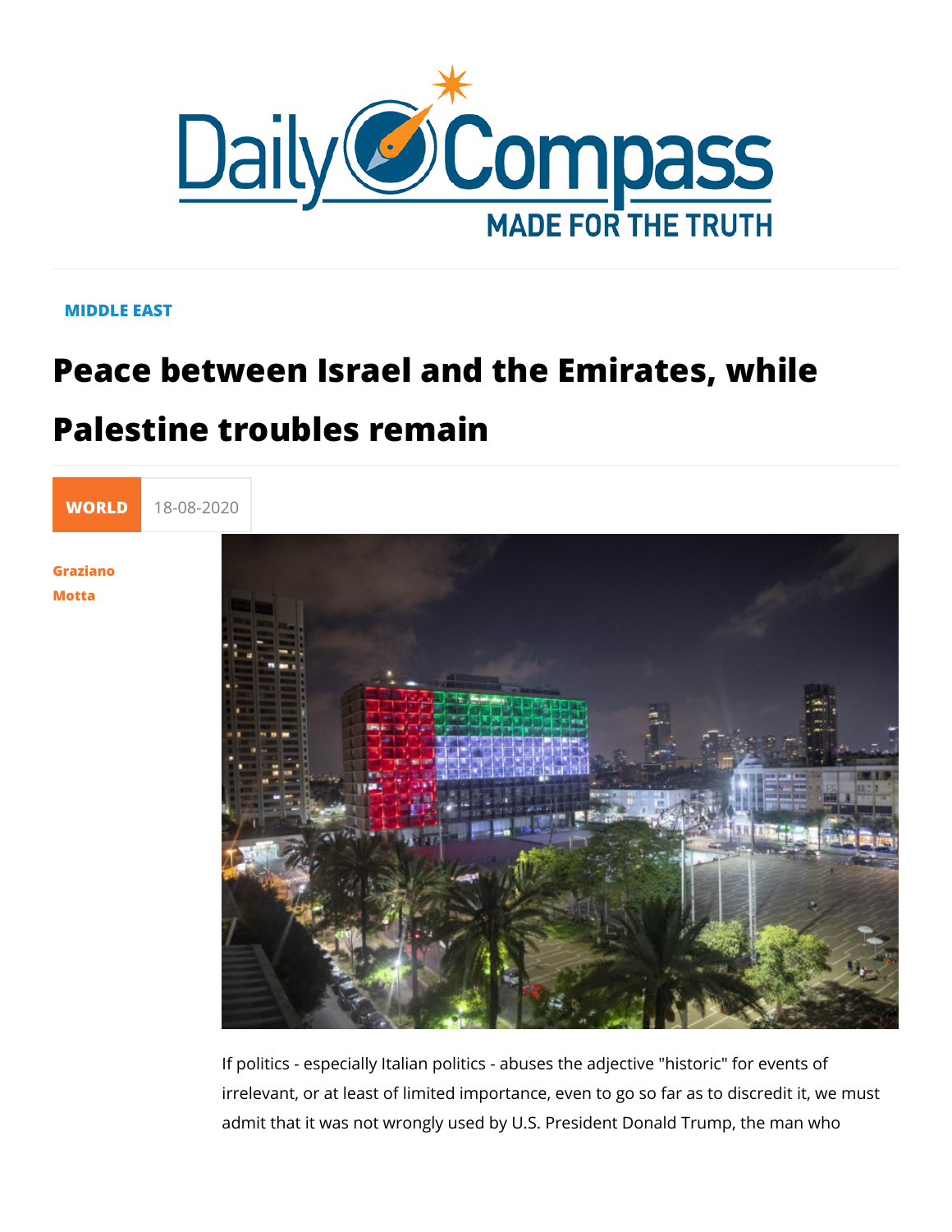MIDDLE EAST

# Peace between Israel and the Emirates, while Palestine troubles remain

WORLD 18-08-2020

Graziano Motta

If politics - especially Italian politics - abuses the adjective "historic" for events of irrelevant, or at least of limited importance, even to go so far as to discredit it, we must admit that it was not wrongly used by U.S. President Donald Trump, the man who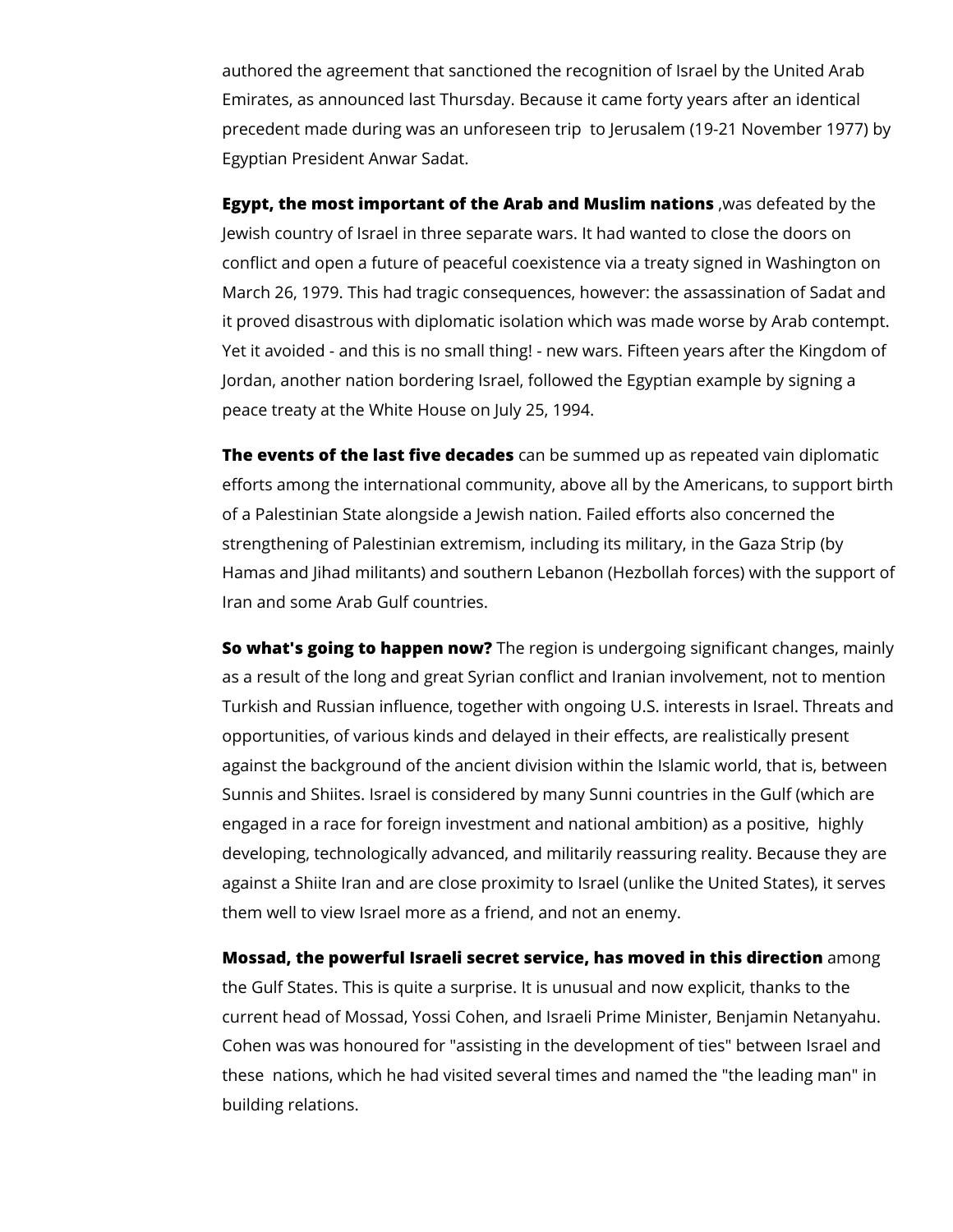authored the agreement that sanctioned the recognition of Israel by the United Arab Emirates, as announced last Thursday. Because it came forty years after an identical precedent made during was an unforeseen trip  to Jerusalem (19-21 November 1977) by Egyptian President Anwar Sadat.

**Egypt, the most important of the Arab and Muslim nations** ,was defeated by the Jewish country of Israel in three separate wars. It had wanted to close the doors on conflict and open a future of peaceful coexistence via a treaty signed in Washington on March 26, 1979. This had tragic consequences, however: the assassination of Sadat and it proved disastrous with diplomatic isolation which was made worse by Arab contempt. Yet it avoided - and this is no small thing! - new wars. Fifteen years after the Kingdom of Jordan, another nation bordering Israel, followed the Egyptian example by signing a peace treaty at the White House on July 25, 1994.

**The events of the last five decades** can be summed up as repeated vain diplomatic efforts among the international community, above all by the Americans, to support birth of a Palestinian State alongside a Jewish nation. Failed efforts also concerned the strengthening of Palestinian extremism, including its military, in the Gaza Strip (by Hamas and Jihad militants) and southern Lebanon (Hezbollah forces) with the support of Iran and some Arab Gulf countries.

**So what's going to happen now?** The region is undergoing significant changes, mainly as a result of the long and great Syrian conflict and Iranian involvement, not to mention Turkish and Russian influence, together with ongoing U.S. interests in Israel. Threats and opportunities, of various kinds and delayed in their effects, are realistically present against the background of the ancient division within the Islamic world, that is, between Sunnis and Shiites. Israel is considered by many Sunni countries in the Gulf (which are engaged in a race for foreign investment and national ambition) as a positive,  highly developing, technologically advanced, and militarily reassuring reality. Because they are against a Shiite Iran and are close proximity to Israel (unlike the United States), it serves them well to view Israel more as a friend, and not an enemy.

**Mossad, the powerful Israeli secret service, has moved in this direction** among the Gulf States. This is quite a surprise. It is unusual and now explicit, thanks to the current head of Mossad, Yossi Cohen, and Israeli Prime Minister, Benjamin Netanyahu. Cohen was was honoured for "assisting in the development of ties" between Israel and these  nations, which he had visited several times and named the "the leading man" in building relations.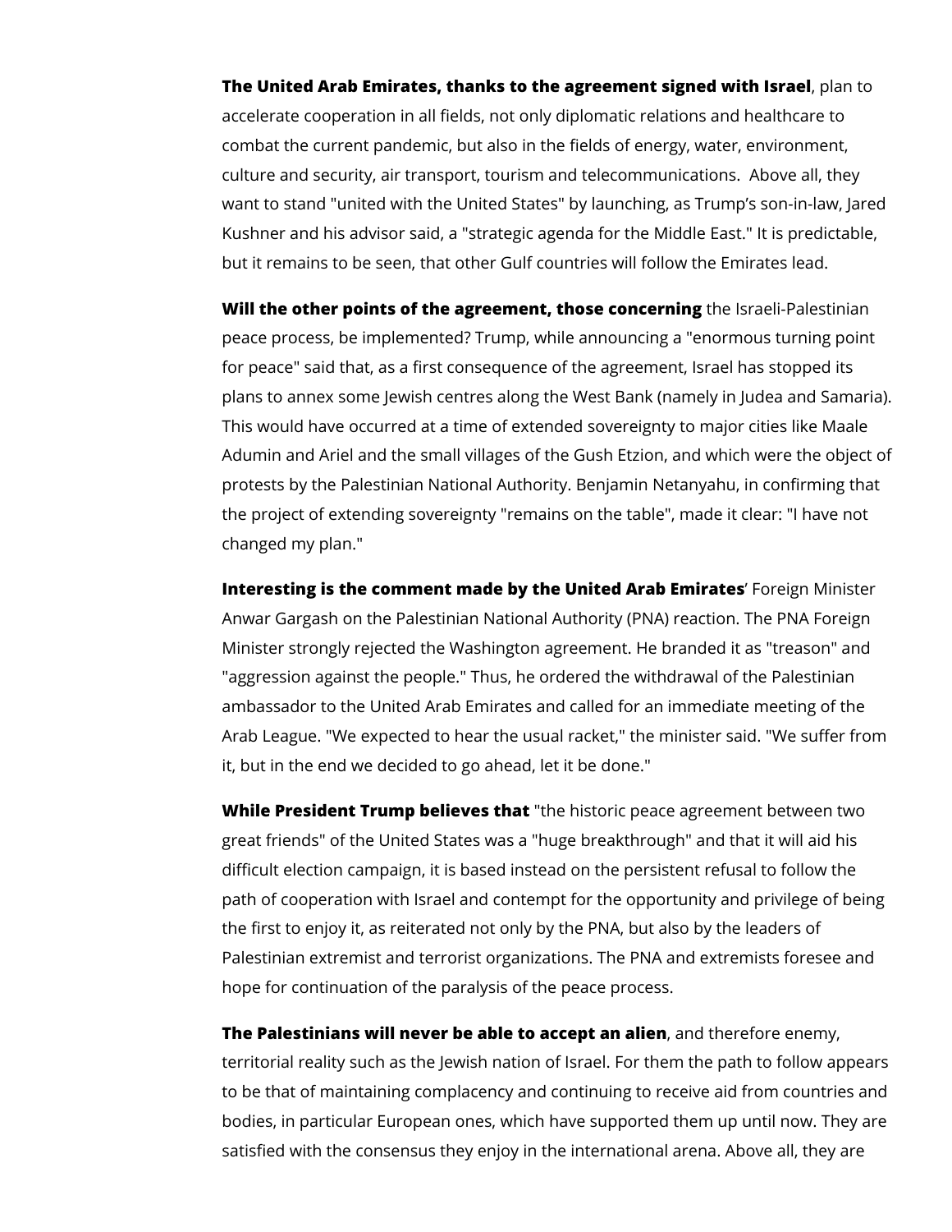**The United Arab Emirates, thanks to the agreement signed with Israel**, plan to accelerate cooperation in all fields, not only diplomatic relations and healthcare to combat the current pandemic, but also in the fields of energy, water, environment, culture and security, air transport, tourism and telecommunications.  Above all, they want to stand "united with the United States" by launching, as Trump's son-in-law, Jared Kushner and his advisor said, a "strategic agenda for the Middle East." It is predictable, but it remains to be seen, that other Gulf countries will follow the Emirates lead.

**Will the other points of the agreement, those concerning** the Israeli-Palestinian peace process, be implemented? Trump, while announcing a "enormous turning point for peace" said that, as a first consequence of the agreement, Israel has stopped its plans to annex some Jewish centres along the West Bank (namely in Judea and Samaria). This would have occurred at a time of extended sovereignty to major cities like Maale Adumin and Ariel and the small villages of the Gush Etzion, and which were the object of protests by the Palestinian National Authority. Benjamin Netanyahu, in confirming that the project of extending sovereignty "remains on the table", made it clear: "I have not changed my plan."

**Interesting is the comment made by the United Arab Emirates**' Foreign Minister Anwar Gargash on the Palestinian National Authority (PNA) reaction. The PNA Foreign Minister strongly rejected the Washington agreement. He branded it as "treason" and "aggression against the people." Thus, he ordered the withdrawal of the Palestinian ambassador to the United Arab Emirates and called for an immediate meeting of the Arab League. "We expected to hear the usual racket," the minister said. "We suffer from it, but in the end we decided to go ahead, let it be done."

**While President Trump believes that** "the historic peace agreement between two great friends" of the United States was a "huge breakthrough" and that it will aid his difficult election campaign, it is based instead on the persistent refusal to follow the path of cooperation with Israel and contempt for the opportunity and privilege of being the first to enjoy it, as reiterated not only by the PNA, but also by the leaders of Palestinian extremist and terrorist organizations. The PNA and extremists foresee and hope for continuation of the paralysis of the peace process.

**The Palestinians will never be able to accept an alien**, and therefore enemy, territorial reality such as the Jewish nation of Israel. For them the path to follow appears to be that of maintaining complacency and continuing to receive aid from countries and bodies, in particular European ones, which have supported them up until now. They are satisfied with the consensus they enjoy in the international arena. Above all, they are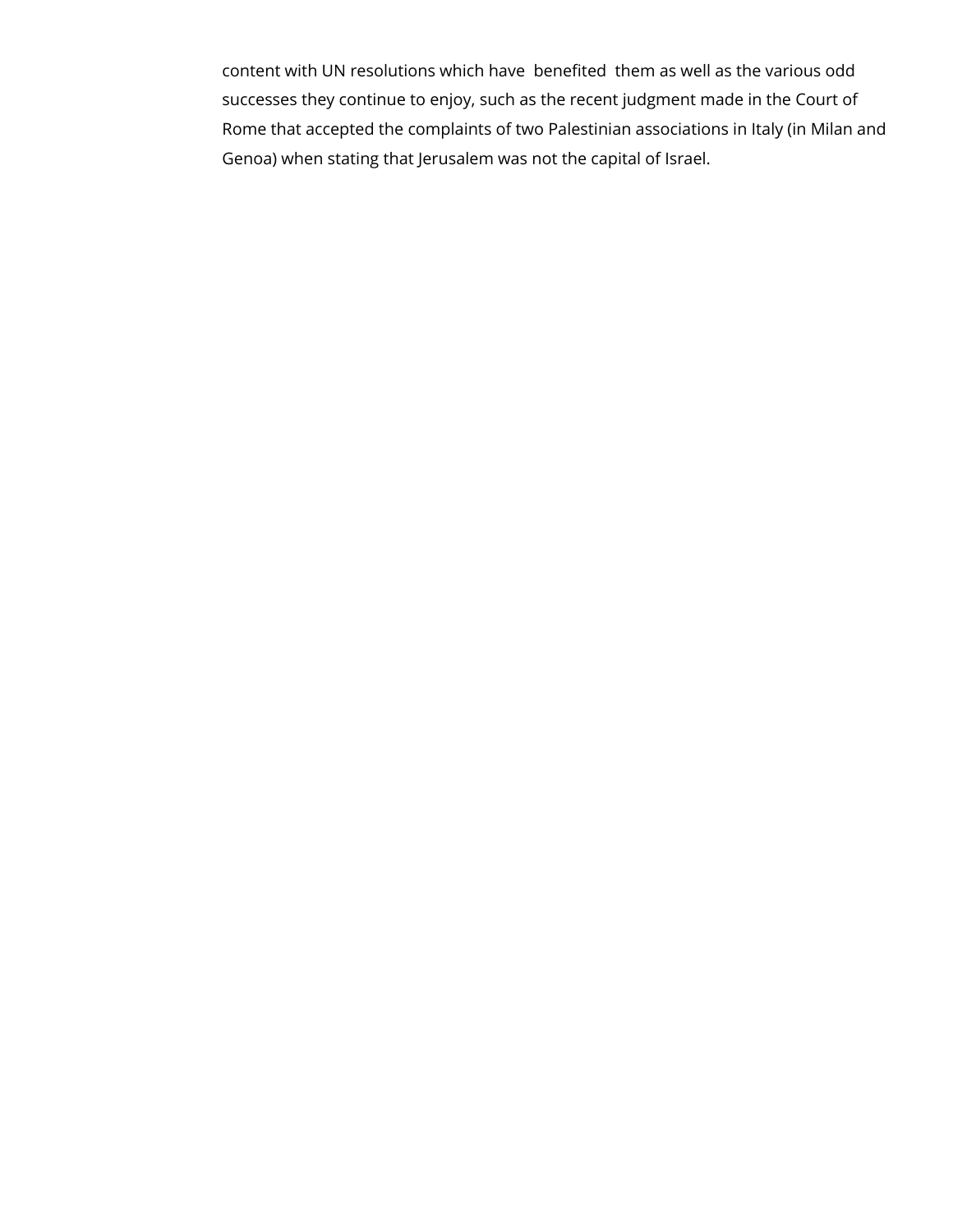content with UN resolutions which have benefited them as well as the various odd successes they continue to enjoy, such as the recent judgment made in the Court of Rome that accepted the complaints of two Palestinian associations in Italy (in Milan and Genoa) when stating that Jerusalem was not the capital of Israel.